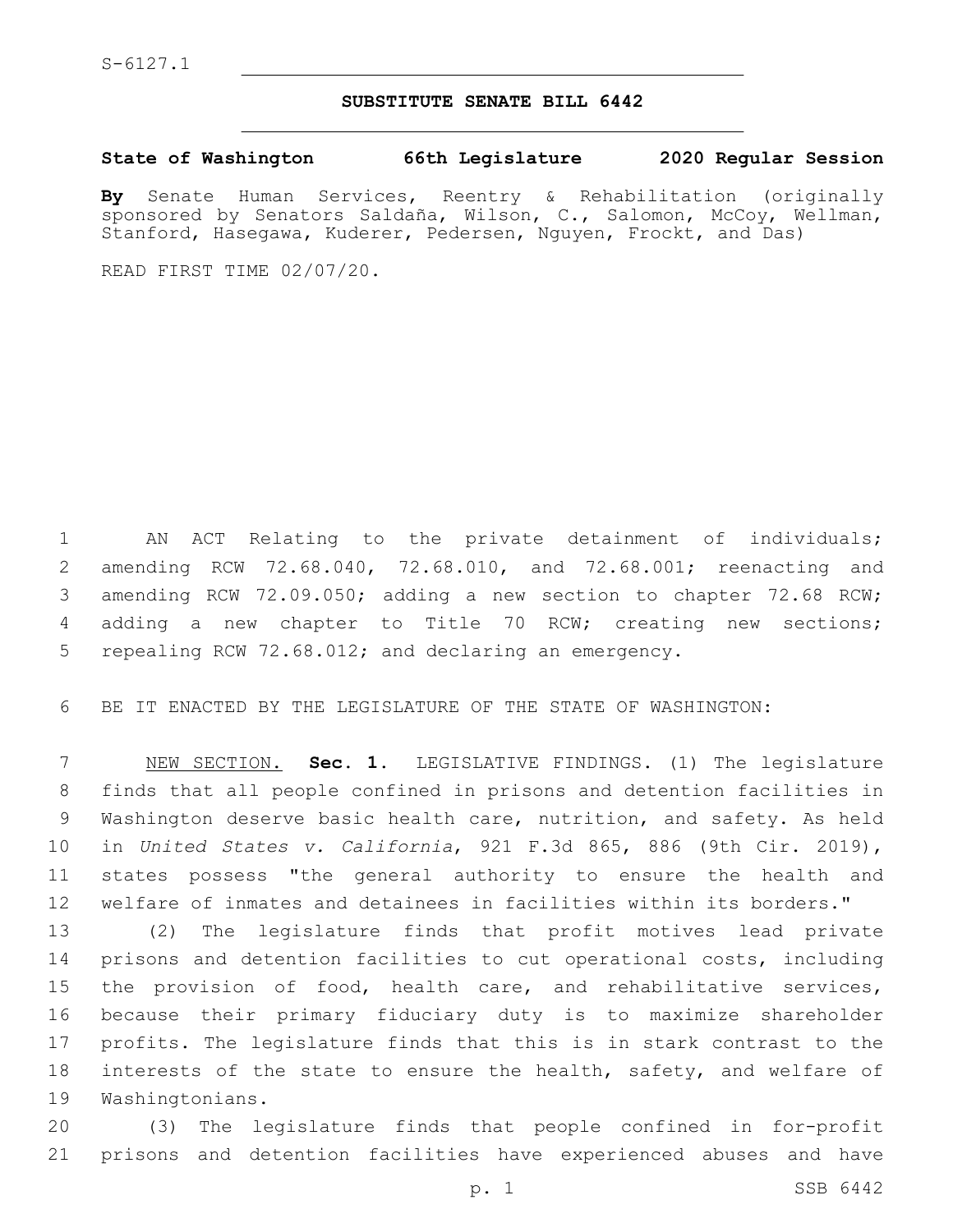S-6127.1

**SUBSTITUTE SENATE BILL 6442**

**State of Washington 66th Legislature 2020 Regular Session**

**By** Senate Human Services, Reentry & Rehabilitation (originally sponsored by Senators Saldaña, Wilson, C., Salomon, McCoy, Wellman, Stanford, Hasegawa, Kuderer, Pedersen, Nguyen, Frockt, and Das)

READ FIRST TIME 02/07/20.

AN ACT Relating to the private detainment of individuals; amending RCW 72.68.040, 72.68.010, and 72.68.001; reenacting and amending RCW 72.09.050; adding a new section to chapter 72.68 RCW; adding a new chapter to Title 70 RCW; creating new sections; repealing RCW 72.68.012; and declaring an emergency.

BE IT ENACTED BY THE LEGISLATURE OF THE STATE OF WASHINGTON:

NEW SECTION. **Sec. 1.** LEGISLATIVE FINDINGS. (1) The legislature finds that all people confined in prisons and detention facilities in Washington deserve basic health care, nutrition, and safety. As held in *United States v. California*, 921 F.3d 865, 886 (9th Cir. 2019), states possess "the general authority to ensure the health and welfare of inmates and detainees in facilities within its borders."

(2) The legislature finds that profit motives lead private prisons and detention facilities to cut operational costs, including the provision of food, health care, and rehabilitative services, because their primary fiduciary duty is to maximize shareholder profits. The legislature finds that this is in stark contrast to the interests of the state to ensure the health, safety, and welfare of Washingtonians.

(3) The legislature finds that people confined in for-profit prisons and detention facilities have experienced abuses and have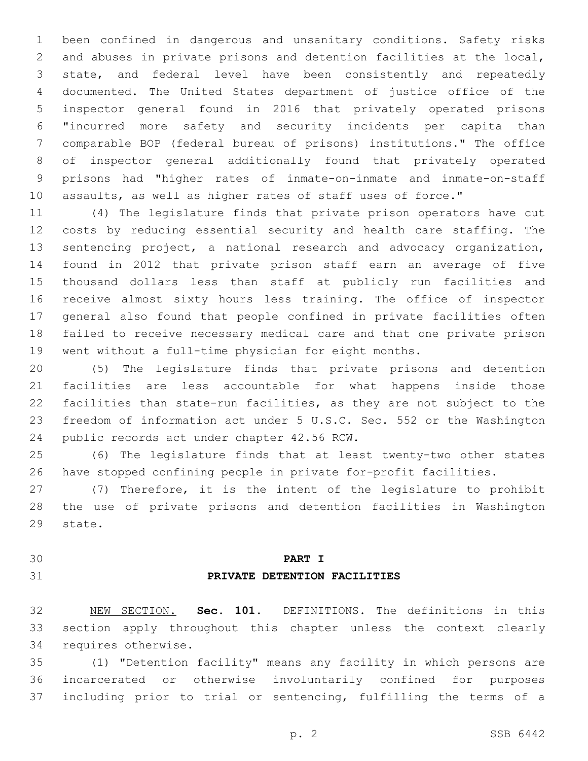been confined in dangerous and unsanitary conditions. Safety risks and abuses in private prisons and detention facilities at the local, state, and federal level have been consistently and repeatedly documented. The United States department of justice office of the inspector general found in 2016 that privately operated prisons "incurred more safety and security incidents per capita than comparable BOP (federal bureau of prisons) institutions." The office of inspector general additionally found that privately operated prisons had "higher rates of inmate-on-inmate and inmate-on-staff assaults, as well as higher rates of staff uses of force."

(4) The legislature finds that private prison operators have cut costs by reducing essential security and health care staffing. The sentencing project, a national research and advocacy organization, found in 2012 that private prison staff earn an average of five thousand dollars less than staff at publicly run facilities and receive almost sixty hours less training. The office of inspector general also found that people confined in private facilities often failed to receive necessary medical care and that one private prison went without a full-time physician for eight months.

(5) The legislature finds that private prisons and detention facilities are less accountable for what happens inside those facilities than state-run facilities, as they are not subject to the freedom of information act under 5 U.S.C. Sec. 552 or the Washington public records act under chapter 42.56 RCW.

(6) The legislature finds that at least twenty-two other states have stopped confining people in private for-profit facilities.

(7) Therefore, it is the intent of the legislature to prohibit the use of private prisons and detention facilities in Washington state.

## PART I
## PRIVATE DETENTION FACILITIES

NEW SECTION. **Sec. 101.** DEFINITIONS. The definitions in this section apply throughout this chapter unless the context clearly requires otherwise.

(1) "Detention facility" means any facility in which persons are incarcerated or otherwise involuntarily confined for purposes including prior to trial or sentencing, fulfilling the terms of a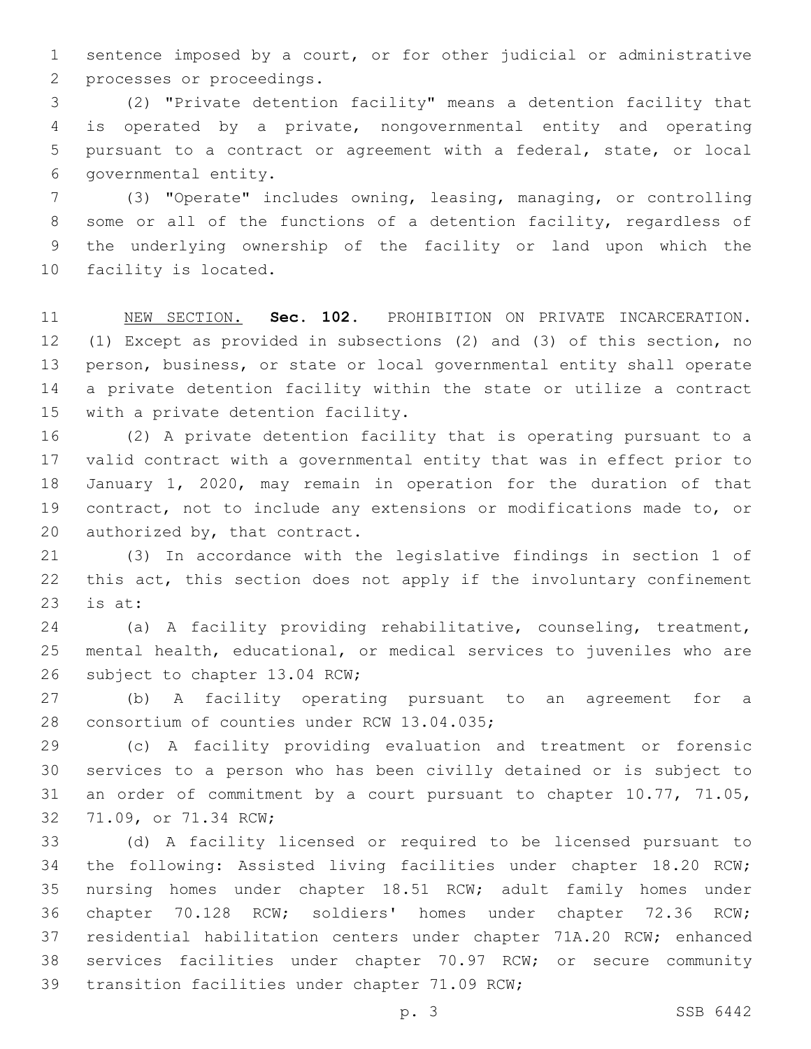sentence imposed by a court, or for other judicial or administrative processes or proceedings.

(2) "Private detention facility" means a detention facility that is operated by a private, nongovernmental entity and operating pursuant to a contract or agreement with a federal, state, or local governmental entity.

(3) "Operate" includes owning, leasing, managing, or controlling some or all of the functions of a detention facility, regardless of the underlying ownership of the facility or land upon which the facility is located.

NEW SECTION. **Sec. 102.** PROHIBITION ON PRIVATE INCARCERATION. (1) Except as provided in subsections (2) and (3) of this section, no person, business, or state or local governmental entity shall operate a private detention facility within the state or utilize a contract with a private detention facility.

(2) A private detention facility that is operating pursuant to a valid contract with a governmental entity that was in effect prior to January 1, 2020, may remain in operation for the duration of that contract, not to include any extensions or modifications made to, or authorized by, that contract.

(3) In accordance with the legislative findings in section 1 of this act, this section does not apply if the involuntary confinement is at:

(a) A facility providing rehabilitative, counseling, treatment, mental health, educational, or medical services to juveniles who are subject to chapter 13.04 RCW;

(b) A facility operating pursuant to an agreement for a consortium of counties under RCW 13.04.035;

(c) A facility providing evaluation and treatment or forensic services to a person who has been civilly detained or is subject to an order of commitment by a court pursuant to chapter 10.77, 71.05, 71.09, or 71.34 RCW;

(d) A facility licensed or required to be licensed pursuant to the following: Assisted living facilities under chapter 18.20 RCW; nursing homes under chapter 18.51 RCW; adult family homes under chapter 70.128 RCW; soldiers' homes under chapter 72.36 RCW; residential habilitation centers under chapter 71A.20 RCW; enhanced services facilities under chapter 70.97 RCW; or secure community transition facilities under chapter 71.09 RCW;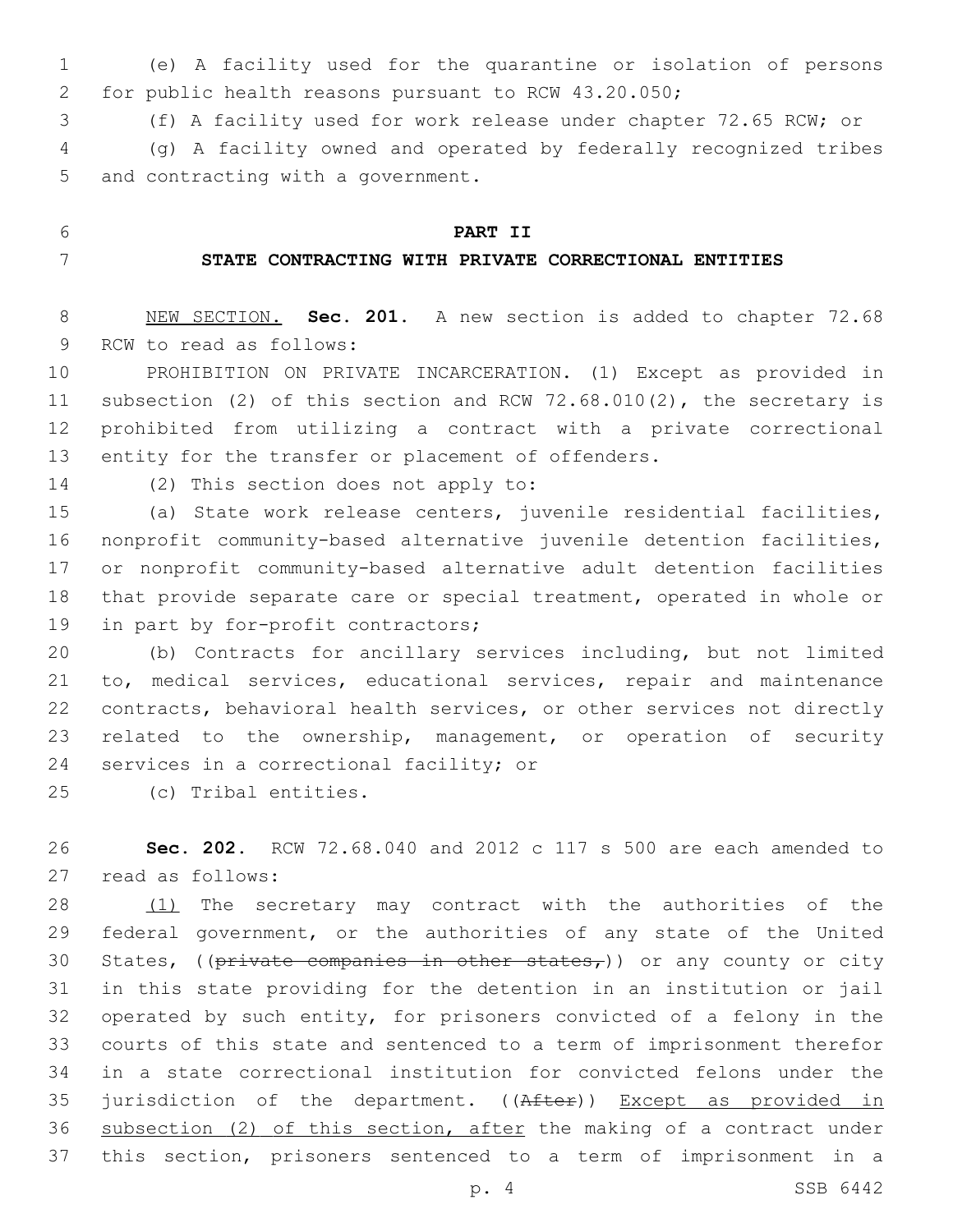(e) A facility used for the quarantine or isolation of persons for public health reasons pursuant to RCW 43.20.050;

(f) A facility used for work release under chapter 72.65 RCW; or

(g) A facility owned and operated by federally recognized tribes and contracting with a government.

## PART II

## STATE CONTRACTING WITH PRIVATE CORRECTIONAL ENTITIES

NEW SECTION. **Sec. 201.** A new section is added to chapter 72.68 RCW to read as follows:

PROHIBITION ON PRIVATE INCARCERATION. (1) Except as provided in subsection (2) of this section and RCW 72.68.010(2), the secretary is prohibited from utilizing a contract with a private correctional entity for the transfer or placement of offenders.

(2) This section does not apply to:

(a) State work release centers, juvenile residential facilities, nonprofit community-based alternative juvenile detention facilities, or nonprofit community-based alternative adult detention facilities that provide separate care or special treatment, operated in whole or in part by for-profit contractors;

(b) Contracts for ancillary services including, but not limited to, medical services, educational services, repair and maintenance contracts, behavioral health services, or other services not directly related to the ownership, management, or operation of security services in a correctional facility; or

(c) Tribal entities.

**Sec. 202.** RCW 72.68.040 and 2012 c 117 s 500 are each amended to read as follows:

(1) The secretary may contract with the authorities of the federal government, or the authorities of any state of the United States, ((~~private companies in other states,~~)) or any county or city in this state providing for the detention in an institution or jail operated by such entity, for prisoners convicted of a felony in the courts of this state and sentenced to a term of imprisonment therefor in a state correctional institution for convicted felons under the jurisdiction of the department. ((~~After~~)) Except as provided in subsection (2) of this section, after the making of a contract under this section, prisoners sentenced to a term of imprisonment in a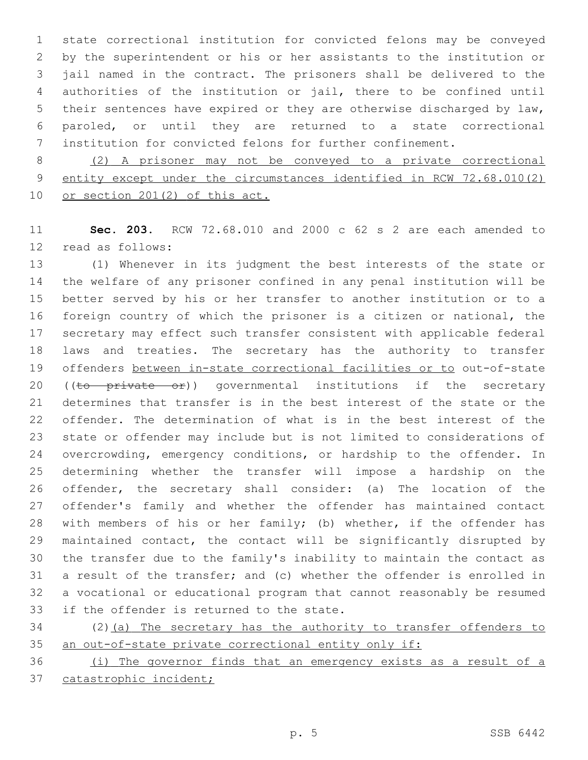state correctional institution for convicted felons may be conveyed by the superintendent or his or her assistants to the institution or jail named in the contract. The prisoners shall be delivered to the authorities of the institution or jail, there to be confined until their sentences have expired or they are otherwise discharged by law, paroled, or until they are returned to a state correctional institution for convicted felons for further confinement.

<u>(2) A prisoner may not be conveyed to a private correctional entity except under the circumstances identified in RCW 72.68.010(2) or section 201(2) of this act.</u>

**Sec. 203.** RCW 72.68.010 and 2000 c 62 s 2 are each amended to read as follows:

(1) Whenever in its judgment the best interests of the state or the welfare of any prisoner confined in any penal institution will be better served by his or her transfer to another institution or to a foreign country of which the prisoner is a citizen or national, the secretary may effect such transfer consistent with applicable federal laws and treaties. The secretary has the authority to transfer offenders <u>between in-state correctional facilities or to</u> out-of-state ((~~to private or~~)) governmental institutions if the secretary determines that transfer is in the best interest of the state or the offender. The determination of what is in the best interest of the state or offender may include but is not limited to considerations of overcrowding, emergency conditions, or hardship to the offender. In determining whether the transfer will impose a hardship on the offender, the secretary shall consider: (a) The location of the offender's family and whether the offender has maintained contact with members of his or her family; (b) whether, if the offender has maintained contact, the contact will be significantly disrupted by the transfer due to the family's inability to maintain the contact as a result of the transfer; and (c) whether the offender is enrolled in a vocational or educational program that cannot reasonably be resumed if the offender is returned to the state.

(2)<u>(a) The secretary has the authority to transfer offenders to an out-of-state private correctional entity only if:</u>

<u>(i) The governor finds that an emergency exists as a result of a catastrophic incident;</u>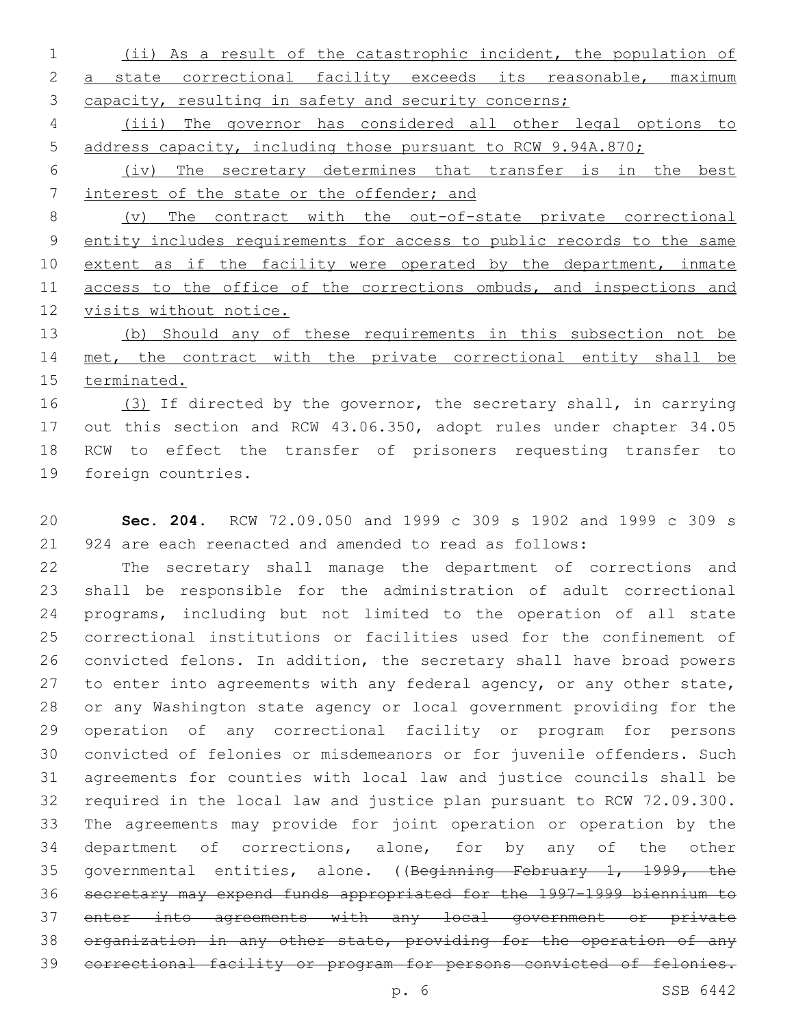(ii) As a result of the catastrophic incident, the population of a state correctional facility exceeds its reasonable, maximum capacity, resulting in safety and security concerns;

(iii) The governor has considered all other legal options to address capacity, including those pursuant to RCW 9.94A.870;

(iv) The secretary determines that transfer is in the best interest of the state or the offender; and

(v) The contract with the out-of-state private correctional entity includes requirements for access to public records to the same extent as if the facility were operated by the department, inmate access to the office of the corrections ombuds, and inspections and visits without notice.

(b) Should any of these requirements in this subsection not be met, the contract with the private correctional entity shall be terminated.

(3) If directed by the governor, the secretary shall, in carrying out this section and RCW 43.06.350, adopt rules under chapter 34.05 RCW to effect the transfer of prisoners requesting transfer to foreign countries.

**Sec. 204.** RCW 72.09.050 and 1999 c 309 s 1902 and 1999 c 309 s 924 are each reenacted and amended to read as follows:

The secretary shall manage the department of corrections and shall be responsible for the administration of adult correctional programs, including but not limited to the operation of all state correctional institutions or facilities used for the confinement of convicted felons. In addition, the secretary shall have broad powers to enter into agreements with any federal agency, or any other state, or any Washington state agency or local government providing for the operation of any correctional facility or program for persons convicted of felonies or misdemeanors or for juvenile offenders. Such agreements for counties with local law and justice councils shall be required in the local law and justice plan pursuant to RCW 72.09.300. The agreements may provide for joint operation or operation by the department of corrections, alone, for by any of the other governmental entities, alone. ((~~Beginning February 1, 1999, the secretary may expend funds appropriated for the 1997-1999 biennium to enter into agreements with any local government or private organization in any other state, providing for the operation of any correctional facility or program for persons convicted of felonies.~~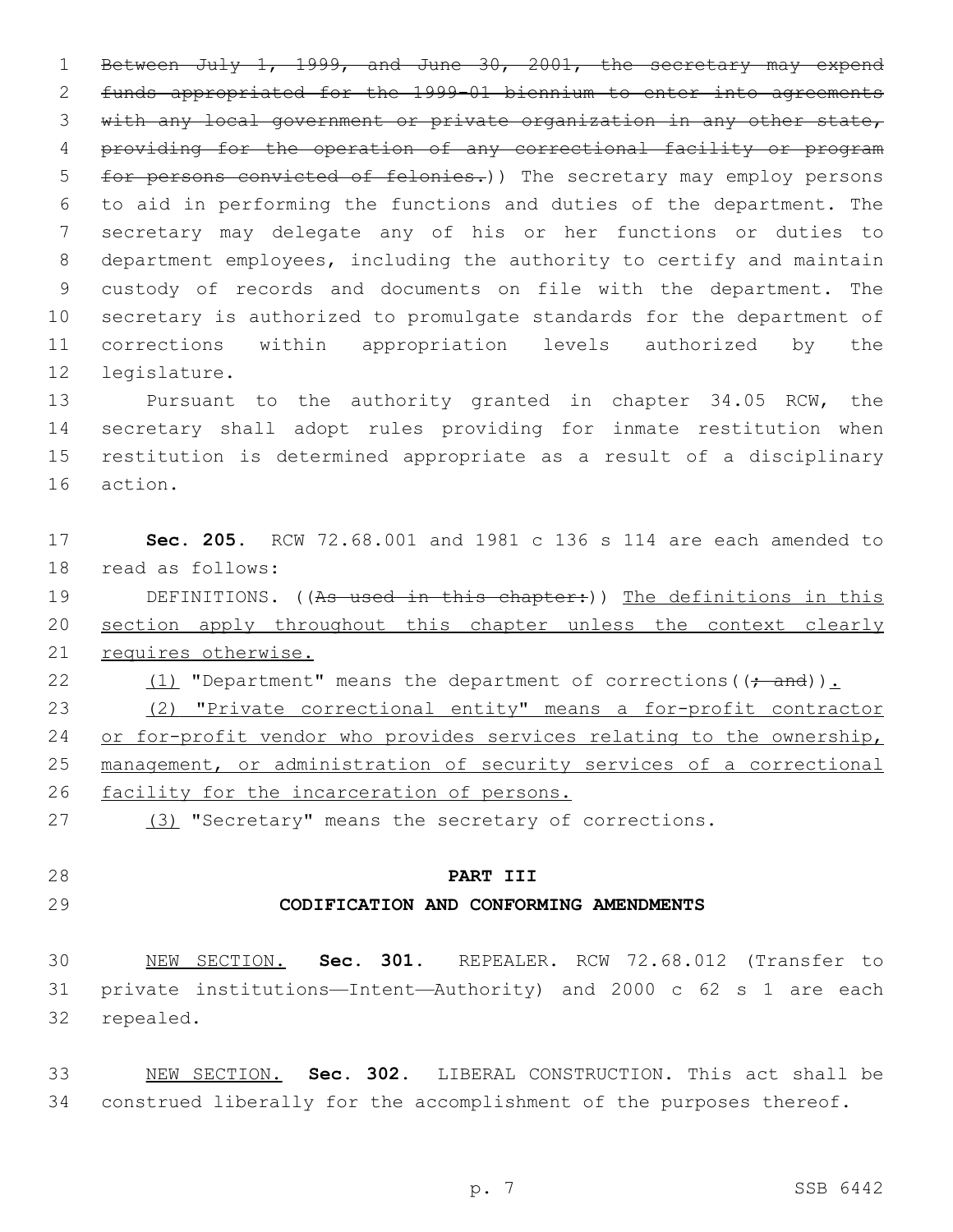~~Between July 1, 1999, and June 30, 2001, the secretary may expend funds appropriated for the 1999-01 biennium to enter into agreements with any local government or private organization in any other state, providing for the operation of any correctional facility or program for persons convicted of felonies.~~)) The secretary may employ persons to aid in performing the functions and duties of the department. The secretary may delegate any of his or her functions or duties to department employees, including the authority to certify and maintain custody of records and documents on file with the department. The secretary is authorized to promulgate standards for the department of corrections within appropriation levels authorized by the legislature.

Pursuant to the authority granted in chapter 34.05 RCW, the secretary shall adopt rules providing for inmate restitution when restitution is determined appropriate as a result of a disciplinary action.

**Sec. 205.** RCW 72.68.001 and 1981 c 136 s 114 are each amended to read as follows:

DEFINITIONS. ((~~As used in this chapter:~~)) <u>The definitions in this section apply throughout this chapter unless the context clearly requires otherwise.</u>

<u>(1)</u> "Department" means the department of corrections((~~; and~~))<u>.</u>

<u>(2) "Private correctional entity" means a for-profit contractor or for-profit vendor who provides services relating to the ownership, management, or administration of security services of a correctional facility for the incarceration of persons.</u>

<u>(3)</u> "Secretary" means the secretary of corrections.

## PART III
## CODIFICATION AND CONFORMING AMENDMENTS

<u>NEW SECTION.</u> **Sec. 301.** REPEALER. RCW 72.68.012 (Transfer to private institutions—Intent—Authority) and 2000 c 62 s 1 are each repealed.

<u>NEW SECTION.</u> **Sec. 302.** LIBERAL CONSTRUCTION. This act shall be construed liberally for the accomplishment of the purposes thereof.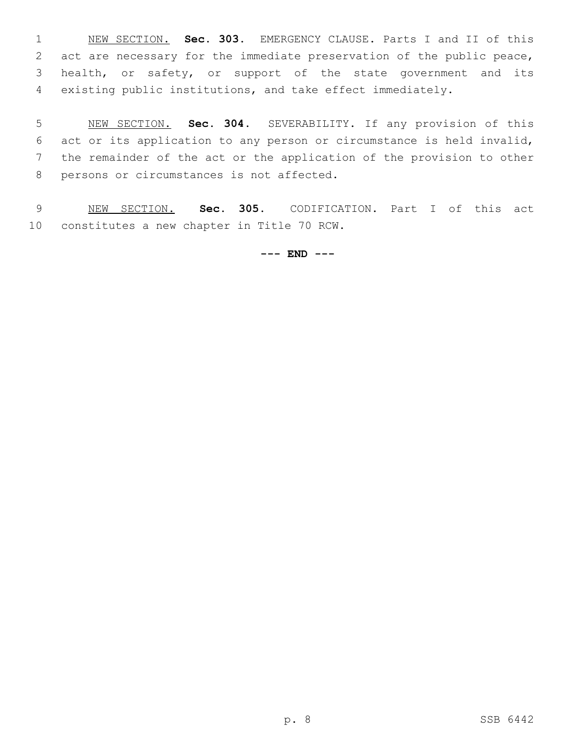NEW SECTION. **Sec. 303.** EMERGENCY CLAUSE. Parts I and II of this act are necessary for the immediate preservation of the public peace, health, or safety, or support of the state government and its existing public institutions, and take effect immediately.

NEW SECTION. **Sec. 304.** SEVERABILITY. If any provision of this act or its application to any person or circumstance is held invalid, the remainder of the act or the application of the provision to other persons or circumstances is not affected.

NEW SECTION. **Sec. 305.** CODIFICATION. Part I of this act constitutes a new chapter in Title 70 RCW.

**--- END ---**